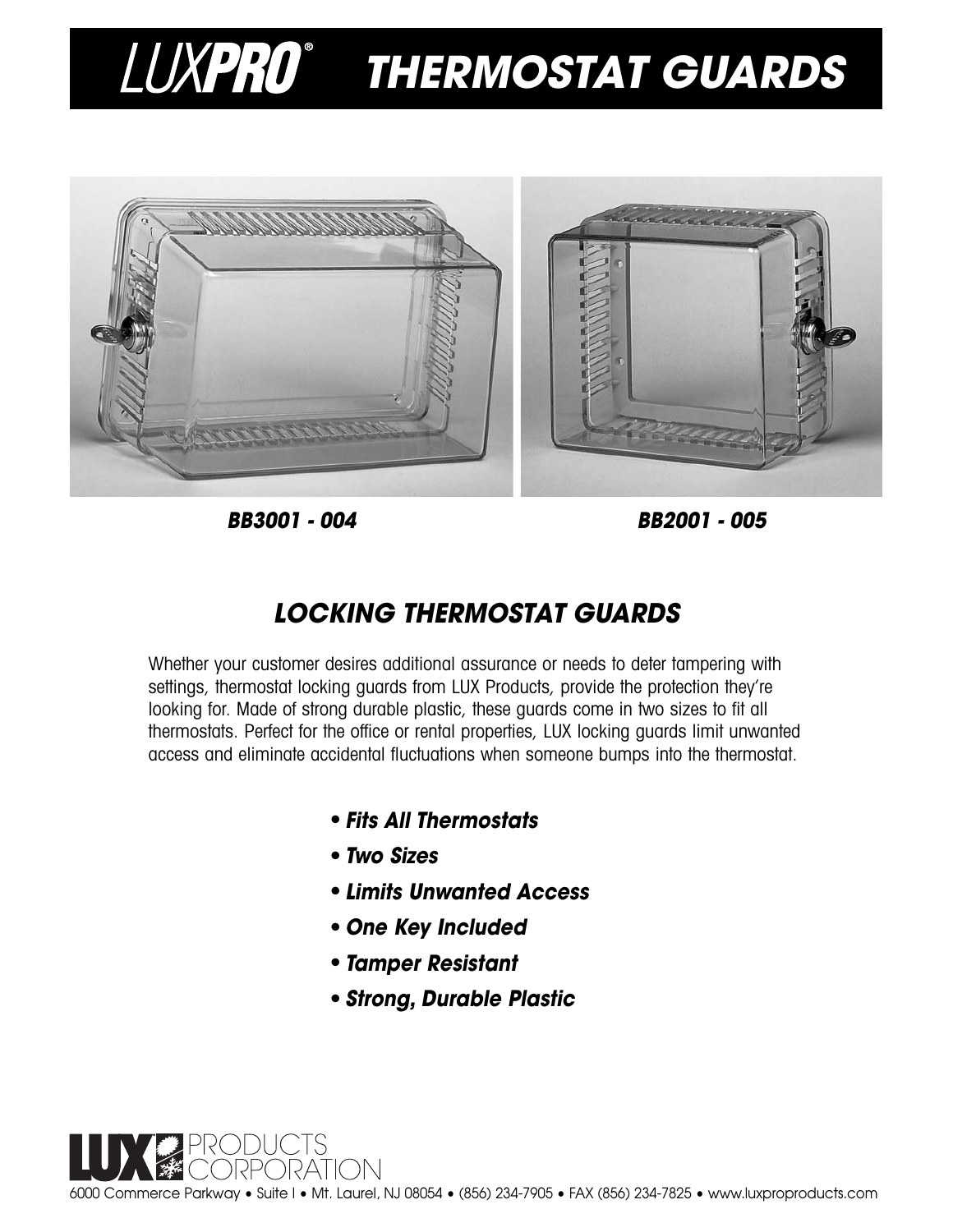# LUXPRO® THERMOSTAT GUARDS

***BB3001 - 004***

***BB2001 - 005***

## *LOCKING THERMOSTAT GUARDS*

Whether your customer desires additional assurance or needs to deter tampering with settings, thermostat locking guards from LUX Products, provide the protection they're looking for. Made of strong durable plastic, these guards come in two sizes to fit all thermostats. Perfect for the office or rental properties, LUX locking guards limit unwanted access and eliminate accidental fluctuations when someone bumps into the thermostat.

- ***Fits All Thermostats***
- ***Two Sizes***
- ***Limits Unwanted Access***
- ***One Key Included***
- ***Tamper Resistant***
- ***Strong, Durable Plastic***

LUX PRODUCTS CORPORATION

6000 Commerce Parkway • Suite I • Mt. Laurel, NJ 08054 • (856) 234-7905 • FAX (856) 234-7825 • www.luxproproducts.com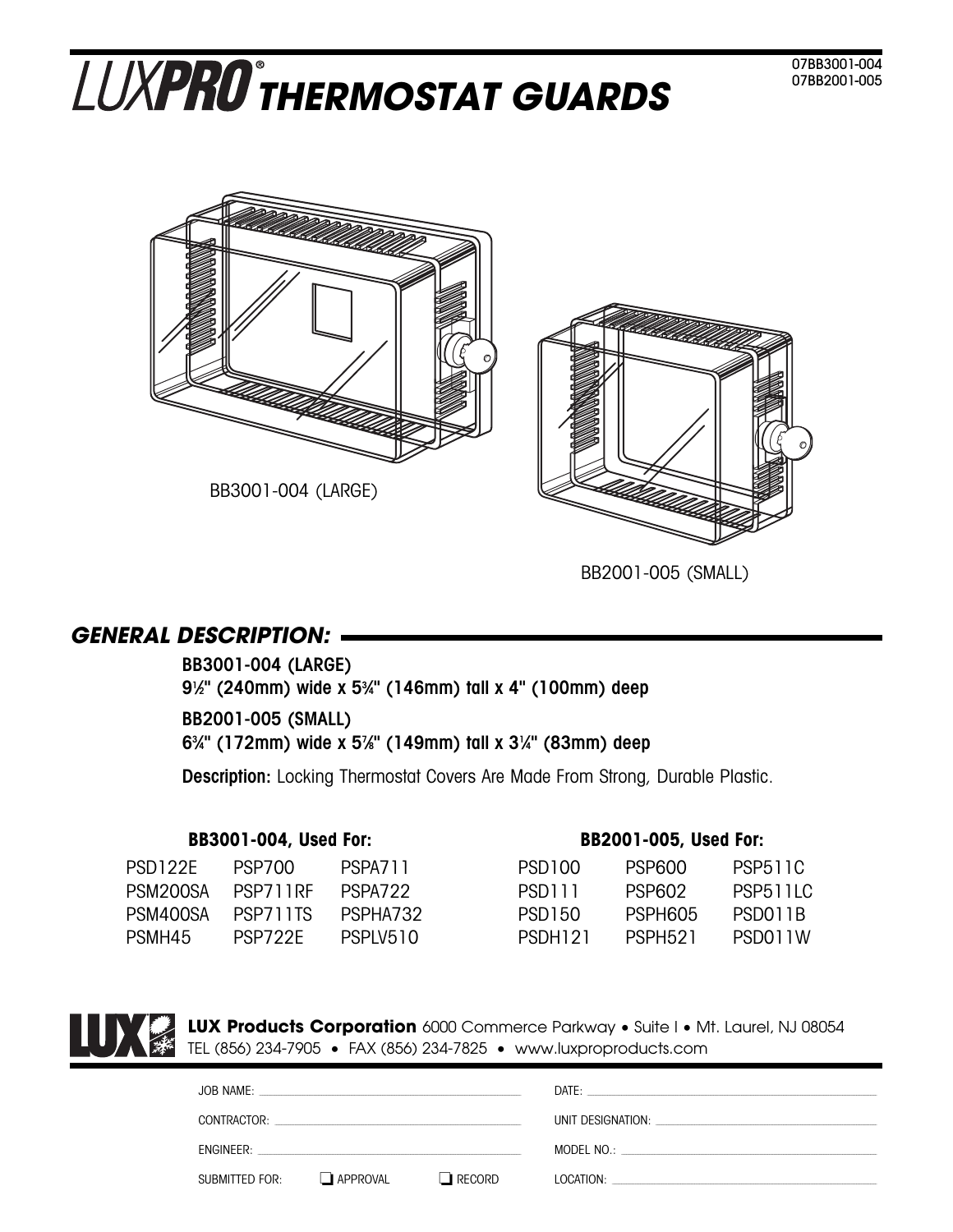# LUXPRO® THERMOSTAT GUARDS

07BB3001-004
07BB2001-005

BB3001-004 (LARGE)

BB2001-005 (SMALL)

## GENERAL DESCRIPTION:

**BB3001-004 (LARGE)**
**9½" (240mm) wide x 5¾" (146mm) tall x 4" (100mm) deep**

**BB2001-005 (SMALL)**
**6¾" (172mm) wide x 5⅞" (149mm) tall x 3¼" (83mm) deep**

**Description:** Locking Thermostat Covers Are Made From Strong, Durable Plastic.

**BB3001-004, Used For:**

| | | |
|---|---|---|
| PSD122E | PSP700 | PSPA711 |
| PSM200SA | PSP711RF | PSPA722 |
| PSM400SA | PSP711TS | PSPHA732 |
| PSMH45 | PSP722E | PSPLV510 |

**BB2001-005, Used For:**

| | | |
|---|---|---|
| PSD100 | PSP600 | PSP511C |
| PSD111 | PSP602 | PSP511LC |
| PSD150 | PSPH605 | PSD011B |
| PSDH121 | PSPH521 | PSD011W |

**LUX Products Corporation** 6000 Commerce Parkway • Suite I • Mt. Laurel, NJ 08054
TEL (856) 234-7905 • FAX (856) 234-7825 • www.luxproproducts.com

| | |
|---|---|
| JOB NAME: | DATE: |
| CONTRACTOR: | UNIT DESIGNATION: |
| ENGINEER: | MODEL NO.: |
| SUBMITTED FOR: ❑ APPROVAL ❑ RECORD | LOCATION: |